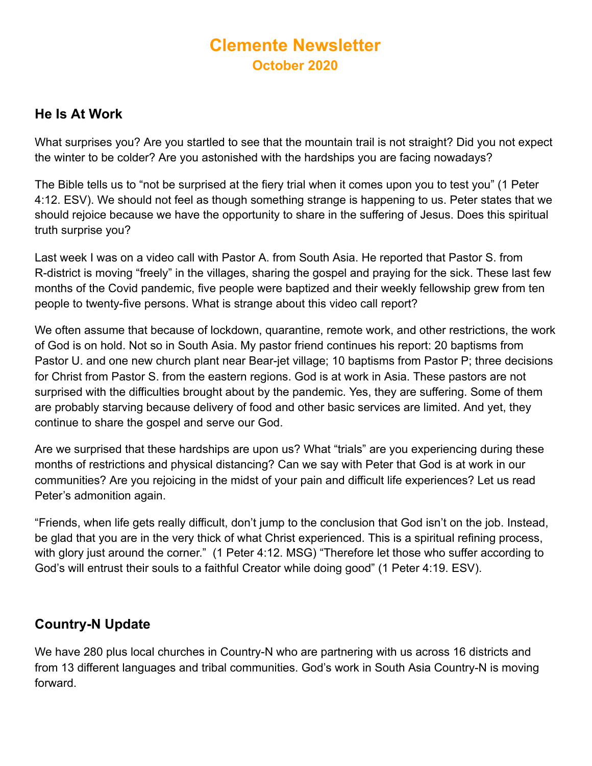# Clemente Newsletter

## October 2020

## He Is At Work

What surprises you? Are you startled to see that the mountain trail is not straight? Did you not expect the winter to be colder? Are you astonished with the hardships you are facing nowadays?

The Bible tells us to "not be surprised at the fiery trial when it comes upon you to test you" (1 Peter 4:12. ESV). We should not feel as though something strange is happening to us. Peter states that we should rejoice because we have the opportunity to share in the suffering of Jesus. Does this spiritual truth surprise you?

Last week I was on a video call with Pastor A. from South Asia. He reported that Pastor S. from R-district is moving "freely" in the villages, sharing the gospel and praying for the sick. These last few months of the Covid pandemic, five people were baptized and their weekly fellowship grew from ten people to twenty-five persons. What is strange about this video call report?

We often assume that because of lockdown, quarantine, remote work, and other restrictions, the work of God is on hold. Not so in South Asia. My pastor friend continues his report: 20 baptisms from Pastor U. and one new church plant near Bear-jet village; 10 baptisms from Pastor P; three decisions for Christ from Pastor S. from the eastern regions. God is at work in Asia. These pastors are not surprised with the difficulties brought about by the pandemic. Yes, they are suffering. Some of them are probably starving because delivery of food and other basic services are limited. And yet, they continue to share the gospel and serve our God.

Are we surprised that these hardships are upon us? What "trials" are you experiencing during these months of restrictions and physical distancing? Can we say with Peter that God is at work in our communities? Are you rejoicing in the midst of your pain and difficult life experiences? Let us read Peter's admonition again.

"Friends, when life gets really difficult, don't jump to the conclusion that God isn't on the job. Instead, be glad that you are in the very thick of what Christ experienced. This is a spiritual refining process, with glory just around the corner." (1 Peter 4:12. MSG) "Therefore let those who suffer according to God's will entrust their souls to a faithful Creator while doing good" (1 Peter 4:19. ESV).

## Country-N Update

We have 280 plus local churches in Country-N who are partnering with us across 16 districts and from 13 different languages and tribal communities. God's work in South Asia Country-N is moving forward.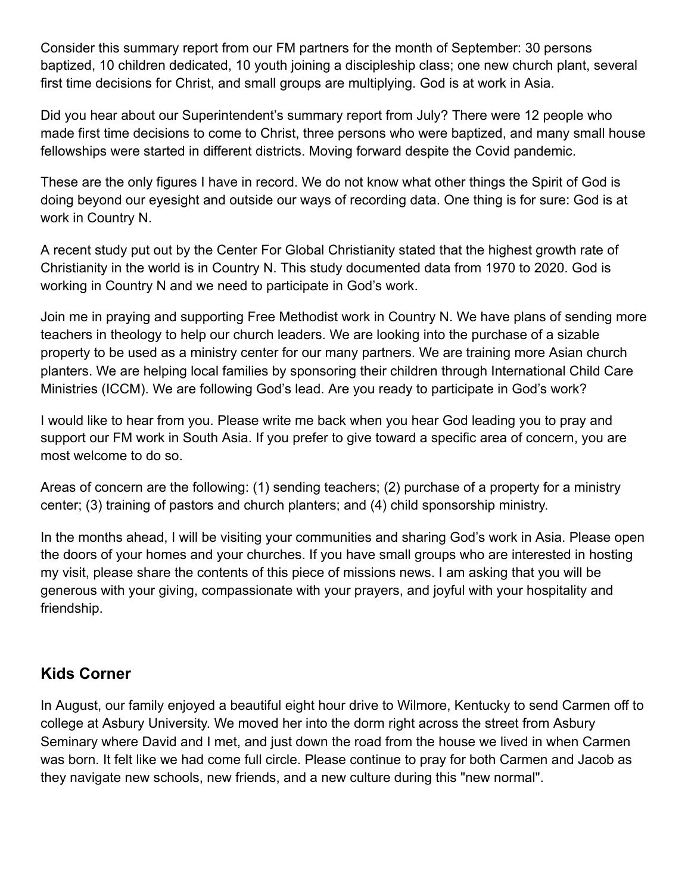Consider this summary report from our FM partners for the month of September: 30 persons baptized, 10 children dedicated, 10 youth joining a discipleship class; one new church plant, several first time decisions for Christ, and small groups are multiplying. God is at work in Asia.

Did you hear about our Superintendent's summary report from July? There were 12 people who made first time decisions to come to Christ, three persons who were baptized, and many small house fellowships were started in different districts. Moving forward despite the Covid pandemic.

These are the only figures I have in record. We do not know what other things the Spirit of God is doing beyond our eyesight and outside our ways of recording data. One thing is for sure: God is at work in Country N.

A recent study put out by the Center For Global Christianity stated that the highest growth rate of Christianity in the world is in Country N. This study documented data from 1970 to 2020. God is working in Country N and we need to participate in God's work.

Join me in praying and supporting Free Methodist work in Country N. We have plans of sending more teachers in theology to help our church leaders. We are looking into the purchase of a sizable property to be used as a ministry center for our many partners. We are training more Asian church planters. We are helping local families by sponsoring their children through International Child Care Ministries (ICCM). We are following God's lead. Are you ready to participate in God's work?

I would like to hear from you. Please write me back when you hear God leading you to pray and support our FM work in South Asia. If you prefer to give toward a specific area of concern, you are most welcome to do so.

Areas of concern are the following: (1) sending teachers; (2) purchase of a property for a ministry center; (3) training of pastors and church planters; and (4) child sponsorship ministry.

In the months ahead, I will be visiting your communities and sharing God's work in Asia. Please open the doors of your homes and your churches. If you have small groups who are interested in hosting my visit, please share the contents of this piece of missions news. I am asking that you will be generous with your giving, compassionate with your prayers, and joyful with your hospitality and friendship.

## Kids Corner

In August, our family enjoyed a beautiful eight hour drive to Wilmore, Kentucky to send Carmen off to college at Asbury University. We moved her into the dorm right across the street from Asbury Seminary where David and I met, and just down the road from the house we lived in when Carmen was born. It felt like we had come full circle. Please continue to pray for both Carmen and Jacob as they navigate new schools, new friends, and a new culture during this "new normal".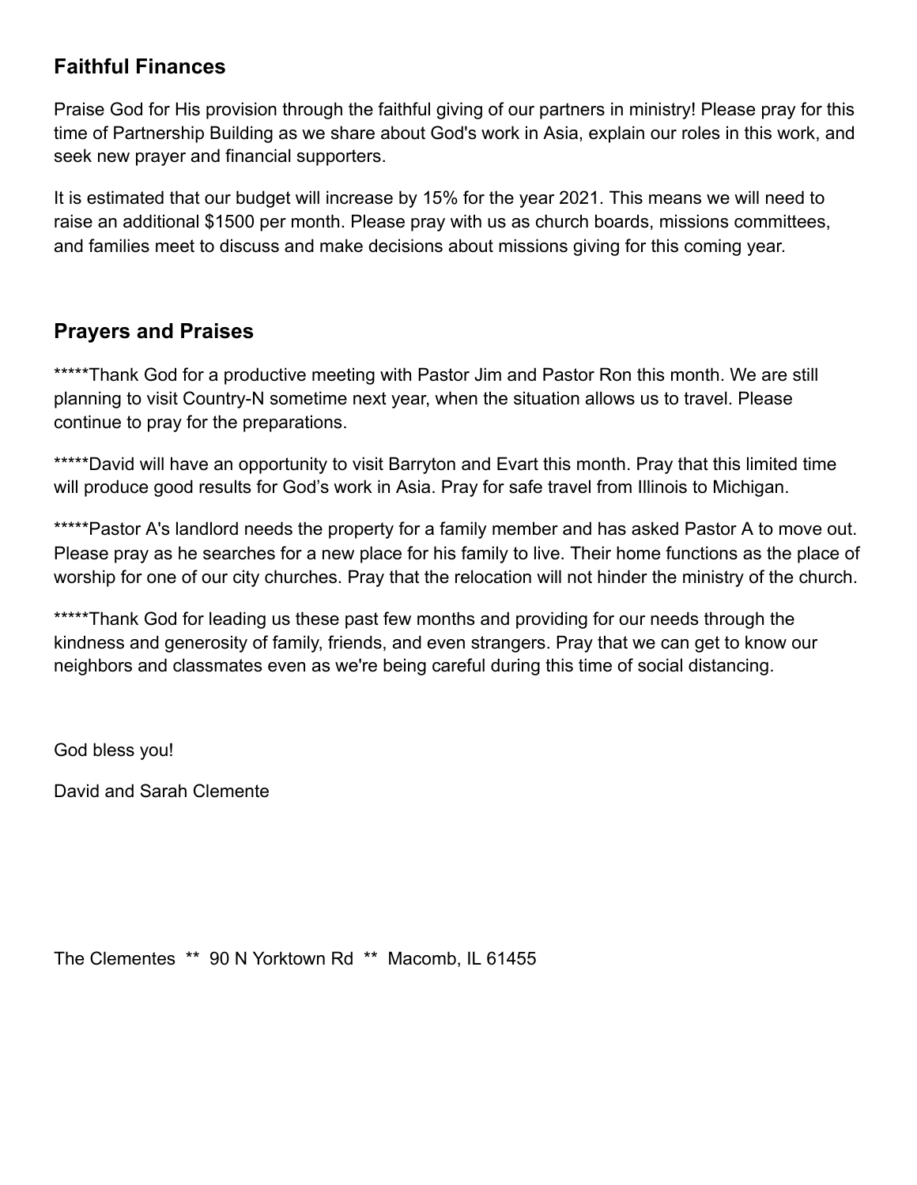## Faithful Finances

Praise God for His provision through the faithful giving of our partners in ministry! Please pray for this time of Partnership Building as we share about God's work in Asia, explain our roles in this work, and seek new prayer and financial supporters.

It is estimated that our budget will increase by 15% for the year 2021. This means we will need to raise an additional $1500 per month. Please pray with us as church boards, missions committees, and families meet to discuss and make decisions about missions giving for this coming year.

## Prayers and Praises

*****Thank God for a productive meeting with Pastor Jim and Pastor Ron this month. We are still planning to visit Country-N sometime next year, when the situation allows us to travel. Please continue to pray for the preparations.

*****David will have an opportunity to visit Barryton and Evart this month. Pray that this limited time will produce good results for God's work in Asia. Pray for safe travel from Illinois to Michigan.

*****Pastor A's landlord needs the property for a family member and has asked Pastor A to move out. Please pray as he searches for a new place for his family to live. Their home functions as the place of worship for one of our city churches. Pray that the relocation will not hinder the ministry of the church.

*****Thank God for leading us these past few months and providing for our needs through the kindness and generosity of family, friends, and even strangers. Pray that we can get to know our neighbors and classmates even as we're being careful during this time of social distancing.

God bless you!

David and Sarah Clemente

The Clementes ** 90 N Yorktown Rd ** Macomb, IL 61455